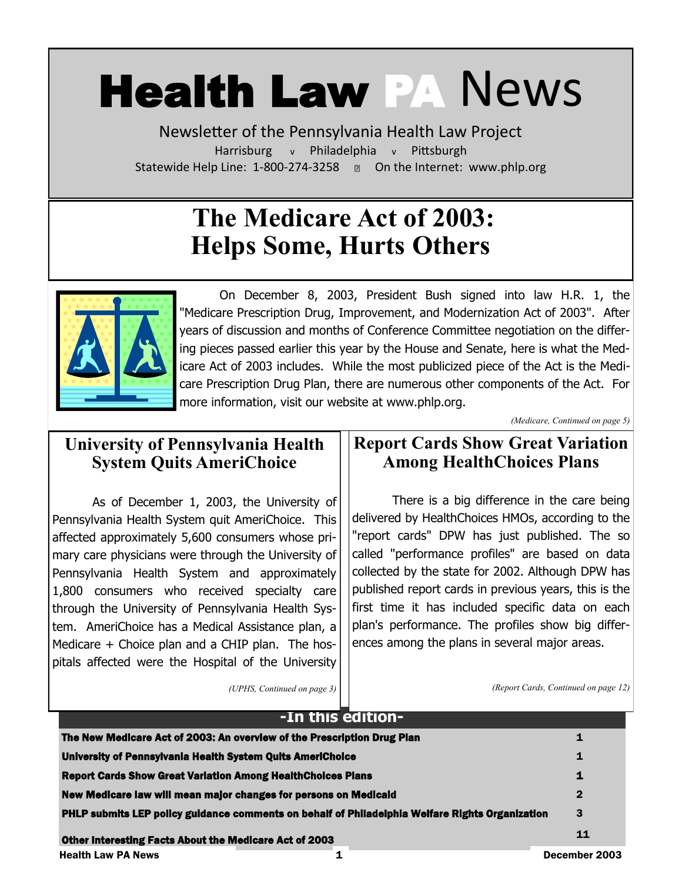# Health Law PA News

Newsletter of the Pennsylvania Health Law Project

Harrisburg v Philadelphia v Pittsburgh

Statewide Help Line: 1-800-274-3258 On the Internet: www.phlp.org

## The Medicare Act of 2003: Helps Some, Hurts Others

On December 8, 2003, President Bush signed into law H.R. 1, the "Medicare Prescription Drug, Improvement, and Modernization Act of 2003". After years of discussion and months of Conference Committee negotiation on the differing pieces passed earlier this year by the House and Senate, here is what the Medicare Act of 2003 includes. While the most publicized piece of the Act is the Medicare Prescription Drug Plan, there are numerous other components of the Act. For more information, visit our website at www.phlp.org.

*(Medicare, Continued on page 5)*

## University of Pennsylvania Health System Quits AmeriChoice

As of December 1, 2003, the University of Pennsylvania Health System quit AmeriChoice. This affected approximately 5,600 consumers whose primary care physicians were through the University of Pennsylvania Health System and approximately 1,800 consumers who received specialty care through the University of Pennsylvania Health System. AmeriChoice has a Medical Assistance plan, a Medicare + Choice plan and a CHIP plan. The hospitals affected were the Hospital of the University

*(UPHS, Continued on page 3)*

## Report Cards Show Great Variation Among HealthChoices Plans

There is a big difference in the care being delivered by HealthChoices HMOs, according to the "report cards" DPW has just published. The so called "performance profiles" are based on data collected by the state for 2002. Although DPW has published report cards in previous years, this is the first time it has included specific data on each plan's performance. The profiles show big differences among the plans in several major areas.

*(Report Cards, Continued on page 12)*

### -In this edition-

| | |
|---|---|
| The New Medicare Act of 2003: An overview of the Prescription Drug Plan | 1 |
| University of Pennsylvania Health System Quits AmeriChoice | 1 |
| Report Cards Show Great Variation Among HealthChoices Plans | 1 |
| New Medicare law will mean major changes for persons on Medicaid | 2 |
| PHLP submits LEP policy guidance comments on behalf of Philadelphia Welfare Rights Organization | 3 |
| Other Interesting Facts About the Medicare Act of 2003 | 11 |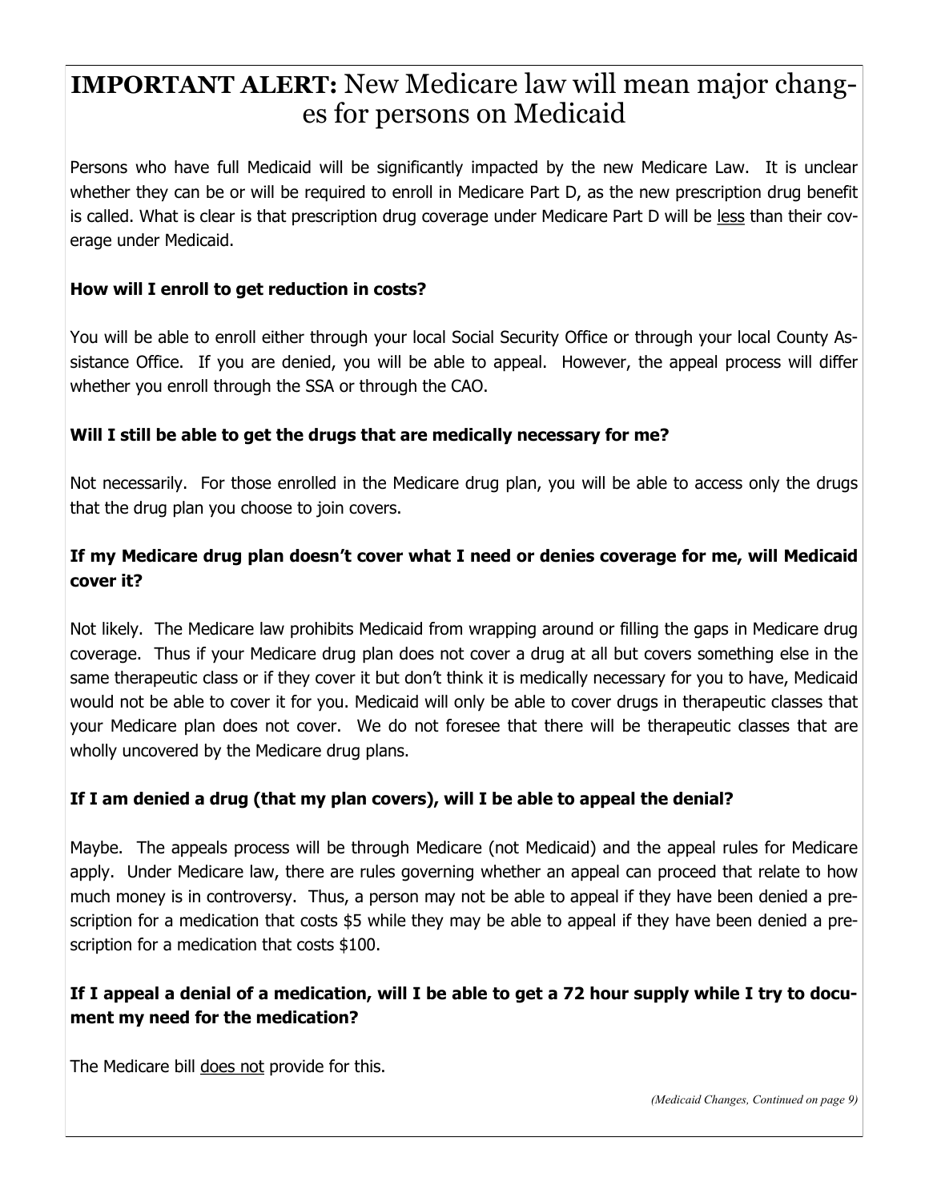## **IMPORTANT ALERT:** New Medicare law will mean major changes for persons on Medicaid

Persons who have full Medicaid will be significantly impacted by the new Medicare Law. It is unclear whether they can be or will be required to enroll in Medicare Part D, as the new prescription drug benefit is called. What is clear is that prescription drug coverage under Medicare Part D will be <u>less</u> than their coverage under Medicaid.

**How will I enroll to get reduction in costs?**

You will be able to enroll either through your local Social Security Office or through your local County Assistance Office. If you are denied, you will be able to appeal. However, the appeal process will differ whether you enroll through the SSA or through the CAO.

**Will I still be able to get the drugs that are medically necessary for me?**

Not necessarily. For those enrolled in the Medicare drug plan, you will be able to access only the drugs that the drug plan you choose to join covers.

**If my Medicare drug plan doesn't cover what I need or denies coverage for me, will Medicaid cover it?**

Not likely. The Medicare law prohibits Medicaid from wrapping around or filling the gaps in Medicare drug coverage. Thus if your Medicare drug plan does not cover a drug at all but covers something else in the same therapeutic class or if they cover it but don't think it is medically necessary for you to have, Medicaid would not be able to cover it for you. Medicaid will only be able to cover drugs in therapeutic classes that your Medicare plan does not cover. We do not foresee that there will be therapeutic classes that are wholly uncovered by the Medicare drug plans.

**If I am denied a drug (that my plan covers), will I be able to appeal the denial?**

Maybe. The appeals process will be through Medicare (not Medicaid) and the appeal rules for Medicare apply. Under Medicare law, there are rules governing whether an appeal can proceed that relate to how much money is in controversy. Thus, a person may not be able to appeal if they have been denied a prescription for a medication that costs $5 while they may be able to appeal if they have been denied a prescription for a medication that costs $100.

**If I appeal a denial of a medication, will I be able to get a 72 hour supply while I try to document my need for the medication?**

The Medicare bill <u>does not</u> provide for this.

*(Medicaid Changes, Continued on page 9)*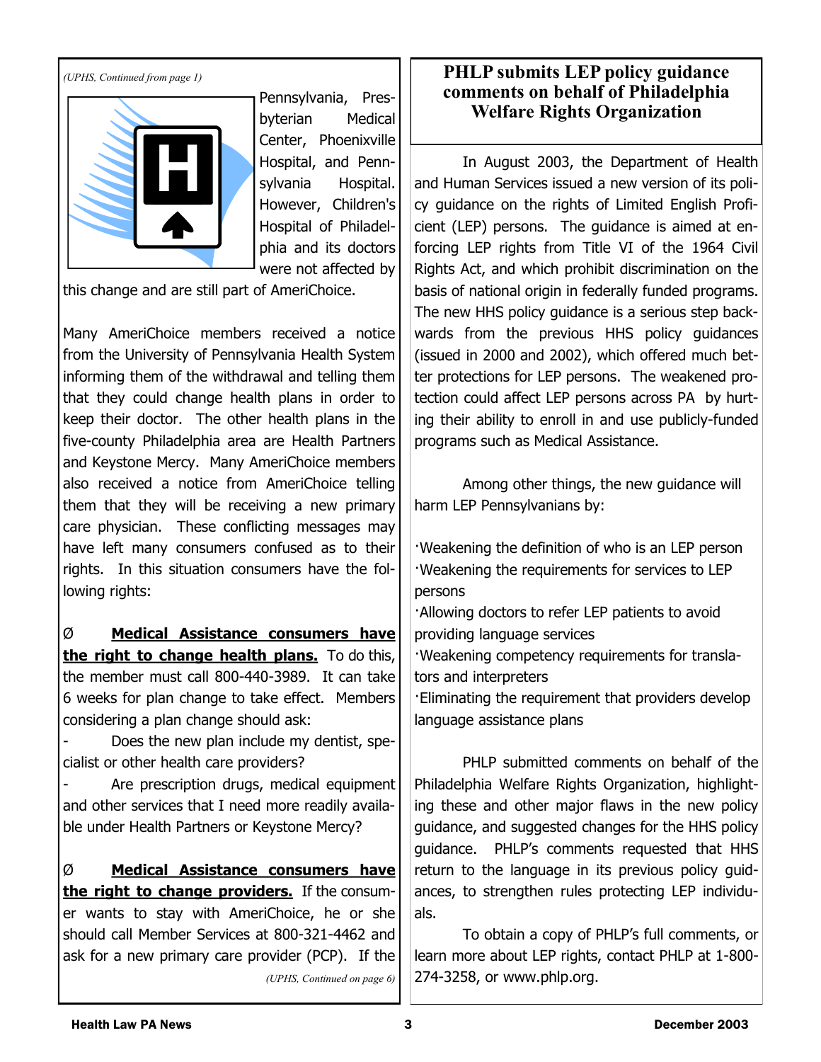*(UPHS, Continued from page 1)*

Pennsylvania, Presbyterian Medical Center, Phoenixville Hospital, and Pennsylvania Hospital. However, Children's Hospital of Philadelphia and its doctors were not affected by this change and are still part of AmeriChoice.

Many AmeriChoice members received a notice from the University of Pennsylvania Health System informing them of the withdrawal and telling them that they could change health plans in order to keep their doctor. The other health plans in the five-county Philadelphia area are Health Partners and Keystone Mercy. Many AmeriChoice members also received a notice from AmeriChoice telling them that they will be receiving a new primary care physician. These conflicting messages may have left many consumers confused as to their rights. In this situation consumers have the following rights:

Ø **Medical Assistance consumers have the right to change health plans.** To do this, the member must call 800-440-3989. It can take 6 weeks for plan change to take effect. Members considering a plan change should ask:

- Does the new plan include my dentist, specialist or other health care providers?
- Are prescription drugs, medical equipment and other services that I need more readily available under Health Partners or Keystone Mercy?

Ø **Medical Assistance consumers have the right to change providers.** If the consumer wants to stay with AmeriChoice, he or she should call Member Services at 800-321-4462 and ask for a new primary care provider (PCP). If the

*(UPHS, Continued on page 6)*

## PHLP submits LEP policy guidance comments on behalf of Philadelphia Welfare Rights Organization

In August 2003, the Department of Health and Human Services issued a new version of its policy guidance on the rights of Limited English Proficient (LEP) persons. The guidance is aimed at enforcing LEP rights from Title VI of the 1964 Civil Rights Act, and which prohibit discrimination on the basis of national origin in federally funded programs. The new HHS policy guidance is a serious step backwards from the previous HHS policy guidances (issued in 2000 and 2002), which offered much better protections for LEP persons. The weakened protection could affect LEP persons across PA by hurting their ability to enroll in and use publicly-funded programs such as Medical Assistance.

Among other things, the new guidance will harm LEP Pennsylvanians by:

- Weakening the definition of who is an LEP person
- Weakening the requirements for services to LEP persons
- Allowing doctors to refer LEP patients to avoid providing language services
- Weakening competency requirements for translators and interpreters
- Eliminating the requirement that providers develop language assistance plans

PHLP submitted comments on behalf of the Philadelphia Welfare Rights Organization, highlighting these and other major flaws in the new policy guidance, and suggested changes for the HHS policy guidance. PHLP's comments requested that HHS return to the language in its previous policy guidances, to strengthen rules protecting LEP individuals.

To obtain a copy of PHLP's full comments, or learn more about LEP rights, contact PHLP at 1-800-274-3258, or www.phlp.org.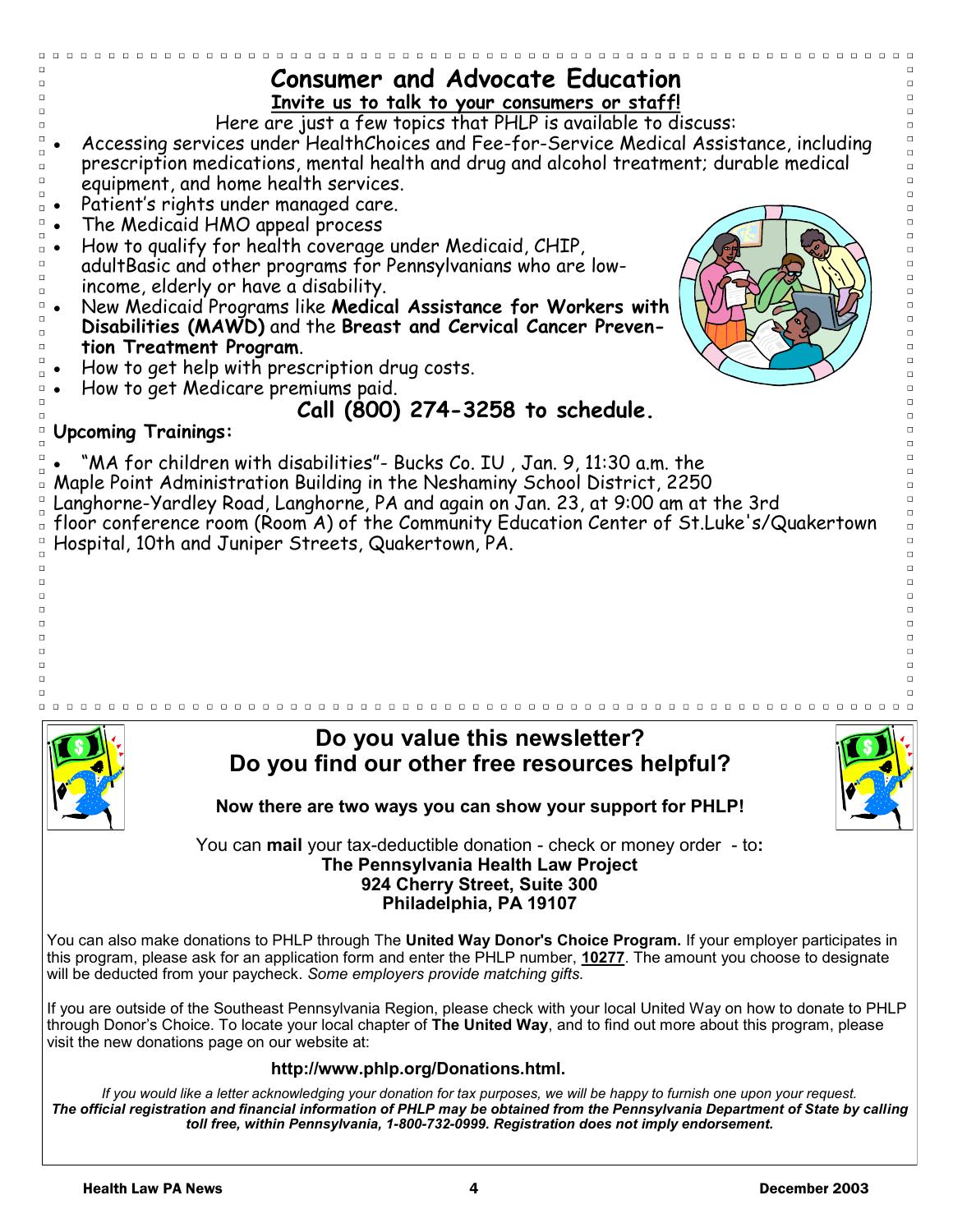# Consumer and Advocate Education

**Invite us to talk to your consumers or staff!**

Here are just a few topics that PHLP is available to discuss:

- Accessing services under HealthChoices and Fee-for-Service Medical Assistance, including prescription medications, mental health and drug and alcohol treatment; durable medical equipment, and home health services.
- Patient's rights under managed care.
- The Medicaid HMO appeal process
- How to qualify for health coverage under Medicaid, CHIP, adultBasic and other programs for Pennsylvanians who are low-income, elderly or have a disability.
- New Medicaid Programs like **Medical Assistance for Workers with Disabilities (MAWD)** and the **Breast and Cervical Cancer Prevention Treatment Program**.
- How to get help with prescription drug costs.
- How to get Medicare premiums paid.

**Call (800) 274-3258 to schedule.**

**Upcoming Trainings:**

- "MA for children with disabilities"- Bucks Co. IU , Jan. 9, 11:30 a.m. the Maple Point Administration Building in the Neshaminy School District, 2250 Langhorne-Yardley Road, Langhorne, PA and again on Jan. 23, at 9:00 am at the 3rd floor conference room (Room A) of the Community Education Center of St.Luke's/Quakertown Hospital, 10th and Juniper Streets, Quakertown, PA.

## Do you value this newsletter? Do you find our other free resources helpful?

**Now there are two ways you can show your support for PHLP!**

You can **mail** your tax-deductible donation - check or money order - to**:**
**The Pennsylvania Health Law Project**
**924 Cherry Street, Suite 300**
**Philadelphia, PA 19107**

You can also make donations to PHLP through The **United Way Donor's Choice Program.** If your employer participates in this program, please ask for an application form and enter the PHLP number, **10277**. The amount you choose to designate will be deducted from your paycheck. *Some employers provide matching gifts.*

If you are outside of the Southeast Pennsylvania Region, please check with your local United Way on how to donate to PHLP through Donor's Choice. To locate your local chapter of **The United Way**, and to find out more about this program, please visit the new donations page on our website at:

**http://www.phlp.org/Donations.html.**

*If you would like a letter acknowledging your donation for tax purposes, we will be happy to furnish one upon your request.*
***The official registration and financial information of PHLP may be obtained from the Pennsylvania Department of State by calling toll free, within Pennsylvania, 1-800-732-0999. Registration does not imply endorsement.***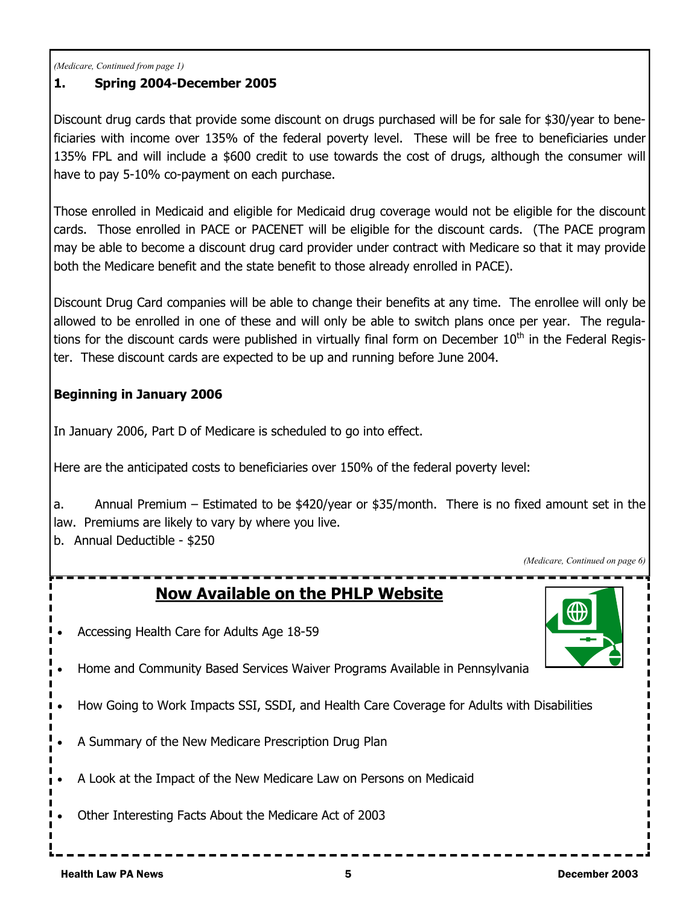*(Medicare, Continued from page 1)*

**1. Spring 2004-December 2005**

Discount drug cards that provide some discount on drugs purchased will be for sale for $30/year to beneficiaries with income over 135% of the federal poverty level. These will be free to beneficiaries under 135% FPL and will include a $600 credit to use towards the cost of drugs, although the consumer will have to pay 5-10% co-payment on each purchase.

Those enrolled in Medicaid and eligible for Medicaid drug coverage would not be eligible for the discount cards. Those enrolled in PACE or PACENET will be eligible for the discount cards. (The PACE program may be able to become a discount drug card provider under contract with Medicare so that it may provide both the Medicare benefit and the state benefit to those already enrolled in PACE).

Discount Drug Card companies will be able to change their benefits at any time. The enrollee will only be allowed to be enrolled in one of these and will only be able to switch plans once per year. The regulations for the discount cards were published in virtually final form on December 10th in the Federal Register. These discount cards are expected to be up and running before June 2004.

**Beginning in January 2006**

In January 2006, Part D of Medicare is scheduled to go into effect.

Here are the anticipated costs to beneficiaries over 150% of the federal poverty level:

a. Annual Premium – Estimated to be $420/year or $35/month. There is no fixed amount set in the law. Premiums are likely to vary by where you live.

b. Annual Deductible - $250

*(Medicare, Continued on page 6)*

## Now Available on the PHLP Website

- Accessing Health Care for Adults Age 18-59
- Home and Community Based Services Waiver Programs Available in Pennsylvania
- How Going to Work Impacts SSI, SSDI, and Health Care Coverage for Adults with Disabilities
- A Summary of the New Medicare Prescription Drug Plan
- A Look at the Impact of the New Medicare Law on Persons on Medicaid
- Other Interesting Facts About the Medicare Act of 2003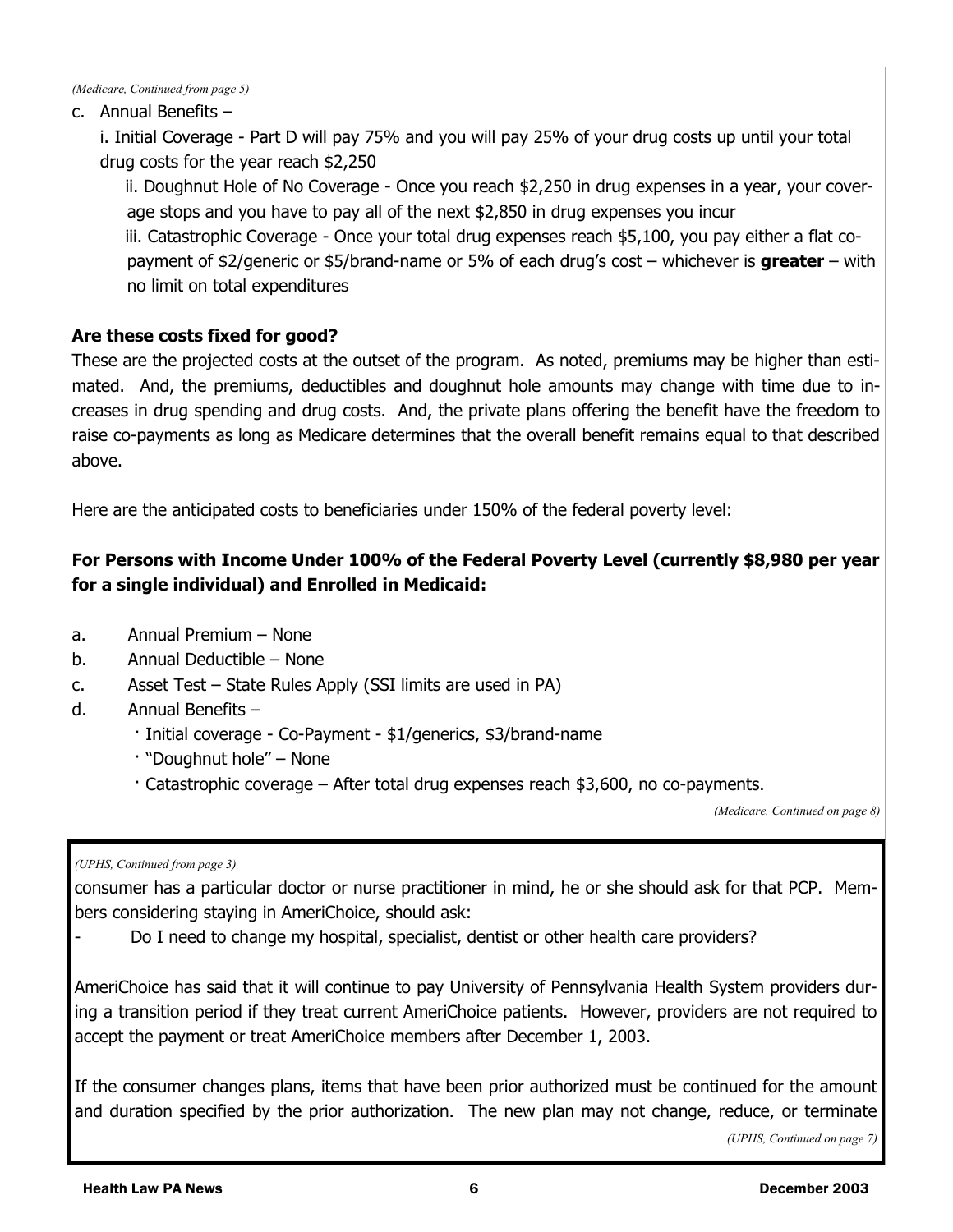*(Medicare, Continued from page 5)*

c. Annual Benefits –

   i. Initial Coverage - Part D will pay 75% and you will pay 25% of your drug costs up until your total drug costs for the year reach $2,250

   ii. Doughnut Hole of No Coverage - Once you reach $2,250 in drug expenses in a year, your coverage stops and you have to pay all of the next $2,850 in drug expenses you incur

   iii. Catastrophic Coverage - Once your total drug expenses reach $5,100, you pay either a flat co-payment of $2/generic or $5/brand-name or 5% of each drug's cost – whichever is **greater** – with no limit on total expenditures

**Are these costs fixed for good?**

These are the projected costs at the outset of the program. As noted, premiums may be higher than estimated. And, the premiums, deductibles and doughnut hole amounts may change with time due to increases in drug spending and drug costs. And, the private plans offering the benefit have the freedom to raise co-payments as long as Medicare determines that the overall benefit remains equal to that described above.

Here are the anticipated costs to beneficiaries under 150% of the federal poverty level:

**For Persons with Income Under 100% of the Federal Poverty Level (currently $8,980 per year for a single individual) and Enrolled in Medicaid:**

a. Annual Premium – None
b. Annual Deductible – None
c. Asset Test – State Rules Apply (SSI limits are used in PA)
d. Annual Benefits –
   - Initial coverage - Co-Payment - $1/generics, $3/brand-name
   - "Doughnut hole" – None
   - Catastrophic coverage – After total drug expenses reach $3,600, no co-payments.

*(Medicare, Continued on page 8)*

*(UPHS, Continued from page 3)*

consumer has a particular doctor or nurse practitioner in mind, he or she should ask for that PCP. Members considering staying in AmeriChoice, should ask:

- Do I need to change my hospital, specialist, dentist or other health care providers?

AmeriChoice has said that it will continue to pay University of Pennsylvania Health System providers during a transition period if they treat current AmeriChoice patients. However, providers are not required to accept the payment or treat AmeriChoice members after December 1, 2003.

If the consumer changes plans, items that have been prior authorized must be continued for the amount and duration specified by the prior authorization. The new plan may not change, reduce, or terminate

*(UPHS, Continued on page 7)*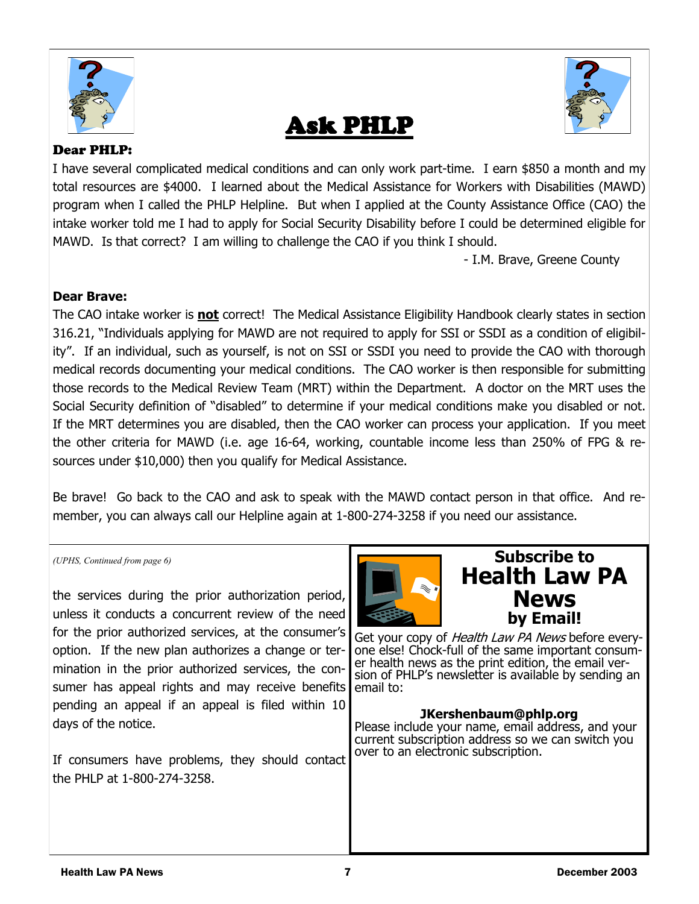# Ask PHLP

### Dear PHLP:

I have several complicated medical conditions and can only work part-time. I earn $850 a month and my total resources are $4000. I learned about the Medical Assistance for Workers with Disabilities (MAWD) program when I called the PHLP Helpline. But when I applied at the County Assistance Office (CAO) the intake worker told me I had to apply for Social Security Disability before I could be determined eligible for MAWD. Is that correct? I am willing to challenge the CAO if you think I should.

- I.M. Brave, Greene County

**Dear Brave:**

The CAO intake worker is **not** correct! The Medical Assistance Eligibility Handbook clearly states in section 316.21, "Individuals applying for MAWD are not required to apply for SSI or SSDI as a condition of eligibility". If an individual, such as yourself, is not on SSI or SSDI you need to provide the CAO with thorough medical records documenting your medical conditions. The CAO worker is then responsible for submitting those records to the Medical Review Team (MRT) within the Department. A doctor on the MRT uses the Social Security definition of "disabled" to determine if your medical conditions make you disabled or not. If the MRT determines you are disabled, then the CAO worker can process your application. If you meet the other criteria for MAWD (i.e. age 16-64, working, countable income less than 250% of FPG & resources under $10,000) then you qualify for Medical Assistance.

Be brave! Go back to the CAO and ask to speak with the MAWD contact person in that office. And remember, you can always call our Helpline again at 1-800-274-3258 if you need our assistance.

*(UPHS, Continued from page 6)*

the services during the prior authorization period, unless it conducts a concurrent review of the need for the prior authorized services, at the consumer's option. If the new plan authorizes a change or termination in the prior authorized services, the consumer has appeal rights and may receive benefits pending an appeal if an appeal is filed within 10 days of the notice.

If consumers have problems, they should contact the PHLP at 1-800-274-3258.

## Subscribe to Health Law PA News by Email!

Get your copy of *Health Law PA News* before everyone else! Chock-full of the same important consumer health news as the print edition, the email version of PHLP's newsletter is available by sending an email to:

**JKershenbaum@phlp.org**

Please include your name, email address, and your current subscription address so we can switch you over to an electronic subscription.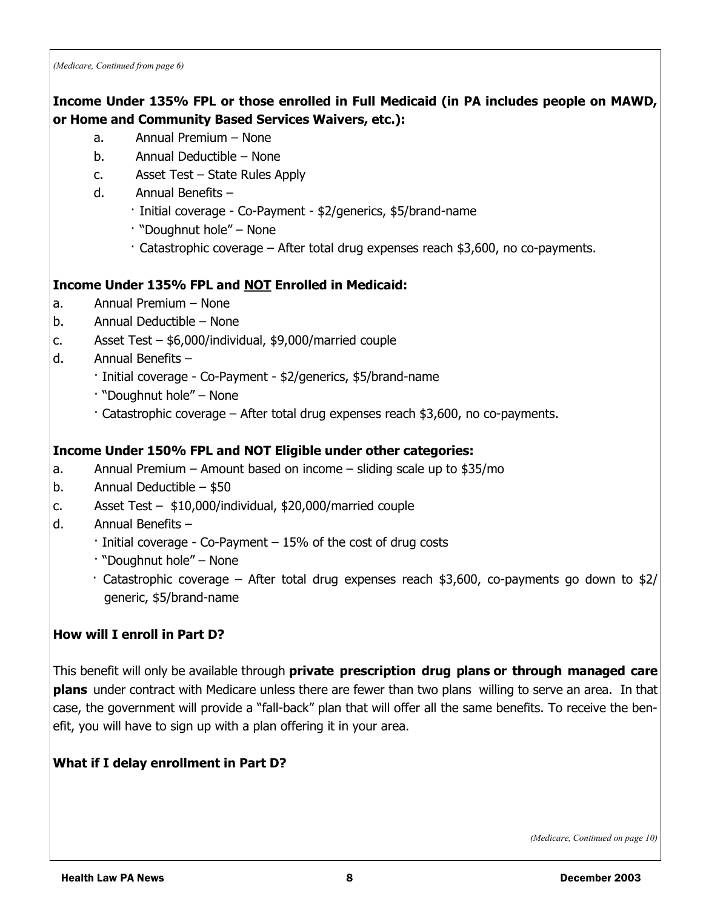*(Medicare, Continued from page 6)*

**Income Under 135% FPL or those enrolled in Full Medicaid (in PA includes people on MAWD, or Home and Community Based Services Waivers, etc.):**

a. Annual Premium – None
b. Annual Deductible – None
c. Asset Test – State Rules Apply
d. Annual Benefits –
   - Initial coverage - Co-Payment - $2/generics, $5/brand-name
   - "Doughnut hole" – None
   - Catastrophic coverage – After total drug expenses reach $3,600, no co-payments.

**Income Under 135% FPL and <u>NOT</u> Enrolled in Medicaid:**

a. Annual Premium – None
b. Annual Deductible – None
c. Asset Test – $6,000/individual, $9,000/married couple
d. Annual Benefits –
   - Initial coverage - Co-Payment - $2/generics, $5/brand-name
   - "Doughnut hole" – None
   - Catastrophic coverage – After total drug expenses reach $3,600, no co-payments.

**Income Under 150% FPL and NOT Eligible under other categories:**

a. Annual Premium – Amount based on income – sliding scale up to $35/mo
b. Annual Deductible – $50
c. Asset Test – $10,000/individual, $20,000/married couple
d. Annual Benefits –
   - Initial coverage - Co-Payment – 15% of the cost of drug costs
   - "Doughnut hole" – None
   - Catastrophic coverage – After total drug expenses reach $3,600, co-payments go down to $2/generic, $5/brand-name

**How will I enroll in Part D?**

This benefit will only be available through **private prescription drug plans or through managed care plans** under contract with Medicare unless there are fewer than two plans willing to serve an area. In that case, the government will provide a "fall-back" plan that will offer all the same benefits. To receive the benefit, you will have to sign up with a plan offering it in your area.

**What if I delay enrollment in Part D?**

*(Medicare, Continued on page 10)*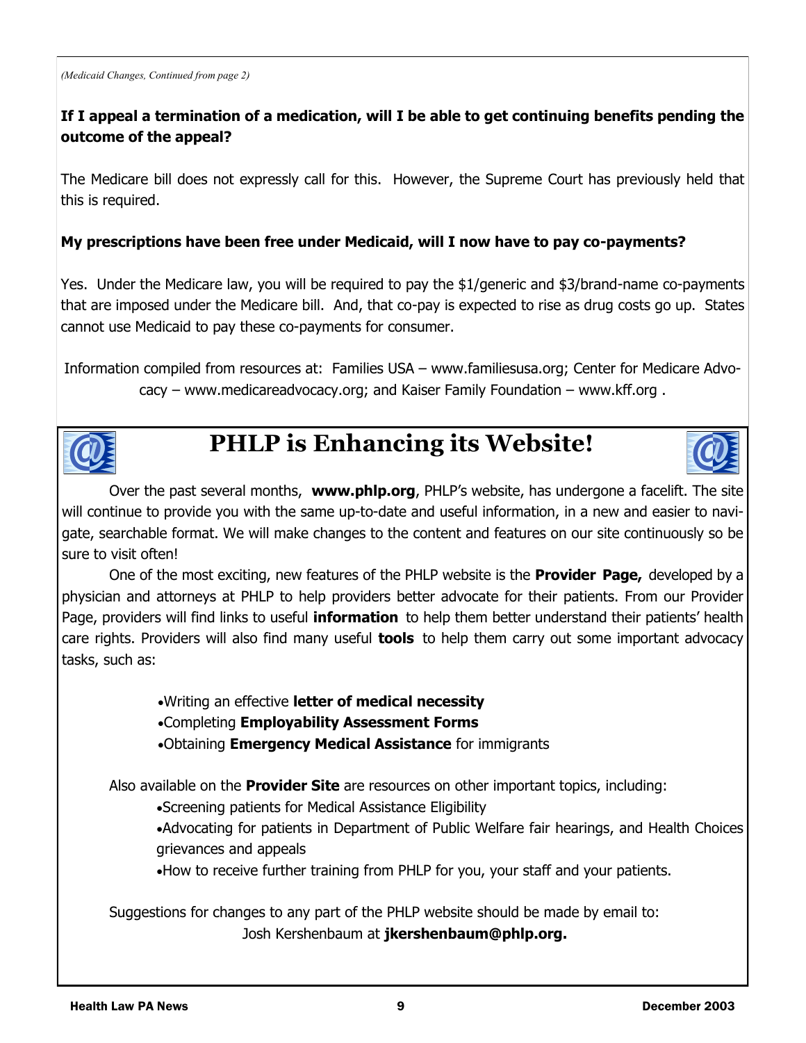*(Medicaid Changes, Continued from page 2)*

**If I appeal a termination of a medication, will I be able to get continuing benefits pending the outcome of the appeal?**

The Medicare bill does not expressly call for this. However, the Supreme Court has previously held that this is required.

**My prescriptions have been free under Medicaid, will I now have to pay co-payments?**

Yes. Under the Medicare law, you will be required to pay the $1/generic and $3/brand-name co-payments that are imposed under the Medicare bill. And, that co-pay is expected to rise as drug costs go up. States cannot use Medicaid to pay these co-payments for consumer.

Information compiled from resources at: Families USA – www.familiesusa.org; Center for Medicare Advocacy – www.medicareadvocacy.org; and Kaiser Family Foundation – www.kff.org .

# PHLP is Enhancing its Website!

Over the past several months, **www.phlp.org**, PHLP's website, has undergone a facelift. The site will continue to provide you with the same up-to-date and useful information, in a new and easier to navigate, searchable format. We will make changes to the content and features on our site continuously so be sure to visit often!

One of the most exciting, new features of the PHLP website is the **Provider Page,** developed by a physician and attorneys at PHLP to help providers better advocate for their patients. From our Provider Page, providers will find links to useful **information** to help them better understand their patients' health care rights. Providers will also find many useful **tools** to help them carry out some important advocacy tasks, such as:

- Writing an effective **letter of medical necessity**
- Completing **Employability Assessment Forms**
- Obtaining **Emergency Medical Assistance** for immigrants

Also available on the **Provider Site** are resources on other important topics, including:

- Screening patients for Medical Assistance Eligibility
- Advocating for patients in Department of Public Welfare fair hearings, and Health Choices grievances and appeals
- How to receive further training from PHLP for you, your staff and your patients.

Suggestions for changes to any part of the PHLP website should be made by email to:
Josh Kershenbaum at **jkershenbaum@phlp.org.**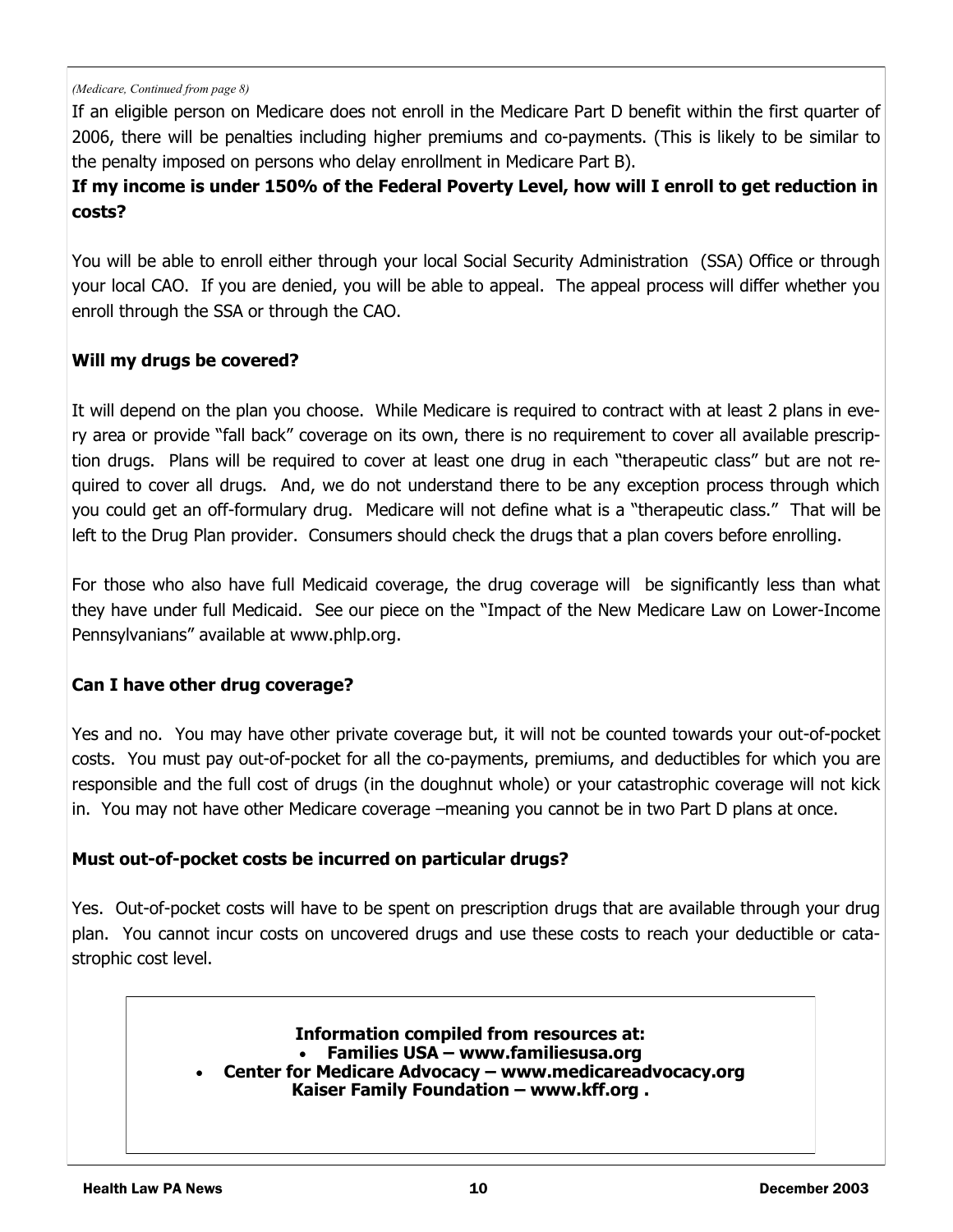*(Medicare, Continued from page 8)*

If an eligible person on Medicare does not enroll in the Medicare Part D benefit within the first quarter of 2006, there will be penalties including higher premiums and co-payments. (This is likely to be similar to the penalty imposed on persons who delay enrollment in Medicare Part B).

**If my income is under 150% of the Federal Poverty Level, how will I enroll to get reduction in costs?**

You will be able to enroll either through your local Social Security Administration (SSA) Office or through your local CAO. If you are denied, you will be able to appeal. The appeal process will differ whether you enroll through the SSA or through the CAO.

**Will my drugs be covered?**

It will depend on the plan you choose. While Medicare is required to contract with at least 2 plans in every area or provide "fall back" coverage on its own, there is no requirement to cover all available prescription drugs. Plans will be required to cover at least one drug in each "therapeutic class" but are not required to cover all drugs. And, we do not understand there to be any exception process through which you could get an off-formulary drug. Medicare will not define what is a "therapeutic class." That will be left to the Drug Plan provider. Consumers should check the drugs that a plan covers before enrolling.

For those who also have full Medicaid coverage, the drug coverage will be significantly less than what they have under full Medicaid. See our piece on the "Impact of the New Medicare Law on Lower-Income Pennsylvanians" available at www.phlp.org.

**Can I have other drug coverage?**

Yes and no. You may have other private coverage but, it will not be counted towards your out-of-pocket costs. You must pay out-of-pocket for all the co-payments, premiums, and deductibles for which you are responsible and the full cost of drugs (in the doughnut whole) or your catastrophic coverage will not kick in. You may not have other Medicare coverage –meaning you cannot be in two Part D plans at once.

**Must out-of-pocket costs be incurred on particular drugs?**

Yes. Out-of-pocket costs will have to be spent on prescription drugs that are available through your drug plan. You cannot incur costs on uncovered drugs and use these costs to reach your deductible or catastrophic cost level.

**Information compiled from resources at:**

- **Families USA – www.familiesusa.org**
- **Center for Medicare Advocacy – www.medicareadvocacy.org**

**Kaiser Family Foundation – www.kff.org .**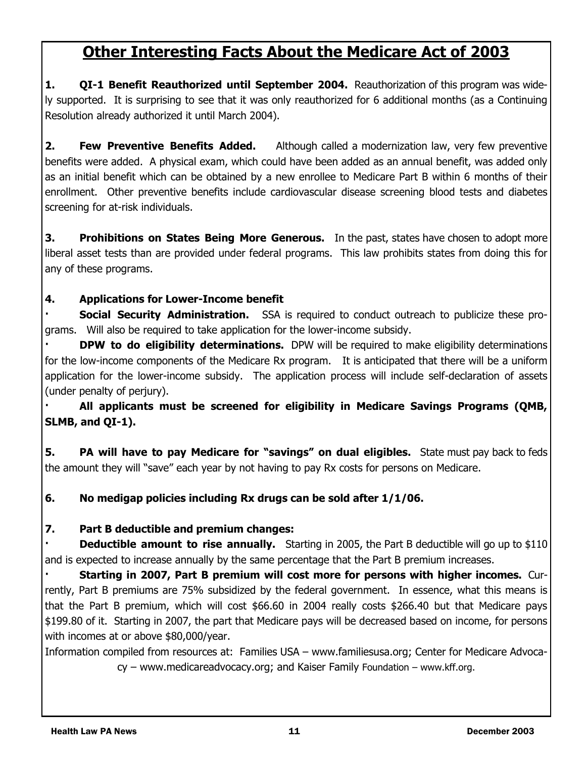## Other Interesting Facts About the Medicare Act of 2003

**1. QI-1 Benefit Reauthorized until September 2004.** Reauthorization of this program was widely supported. It is surprising to see that it was only reauthorized for 6 additional months (as a Continuing Resolution already authorized it until March 2004).

**2. Few Preventive Benefits Added.** Although called a modernization law, very few preventive benefits were added. A physical exam, which could have been added as an annual benefit, was added only as an initial benefit which can be obtained by a new enrollee to Medicare Part B within 6 months of their enrollment. Other preventive benefits include cardiovascular disease screening blood tests and diabetes screening for at-risk individuals.

**3. Prohibitions on States Being More Generous.** In the past, states have chosen to adopt more liberal asset tests than are provided under federal programs. This law prohibits states from doing this for any of these programs.

**4. Applications for Lower-Income benefit**

- **Social Security Administration.** SSA is required to conduct outreach to publicize these programs. Will also be required to take application for the lower-income subsidy.
- **DPW to do eligibility determinations.** DPW will be required to make eligibility determinations for the low-income components of the Medicare Rx program. It is anticipated that there will be a uniform application for the lower-income subsidy. The application process will include self-declaration of assets (under penalty of perjury).
- **All applicants must be screened for eligibility in Medicare Savings Programs (QMB, SLMB, and QI-1).**

**5. PA will have to pay Medicare for "savings" on dual eligibles.** State must pay back to feds the amount they will "save" each year by not having to pay Rx costs for persons on Medicare.

**6. No medigap policies including Rx drugs can be sold after 1/1/06.**

**7. Part B deductible and premium changes:**

- **Deductible amount to rise annually.** Starting in 2005, the Part B deductible will go up to $110 and is expected to increase annually by the same percentage that the Part B premium increases.
- **Starting in 2007, Part B premium will cost more for persons with higher incomes.** Currently, Part B premiums are 75% subsidized by the federal government. In essence, what this means is that the Part B premium, which will cost $66.60 in 2004 really costs $266.40 but that Medicare pays $199.80 of it. Starting in 2007, the part that Medicare pays will be decreased based on income, for persons with incomes at or above $80,000/year.

Information compiled from resources at: Families USA – www.familiesusa.org; Center for Medicare Advocacy – www.medicareadvocacy.org; and Kaiser Family Foundation – www.kff.org.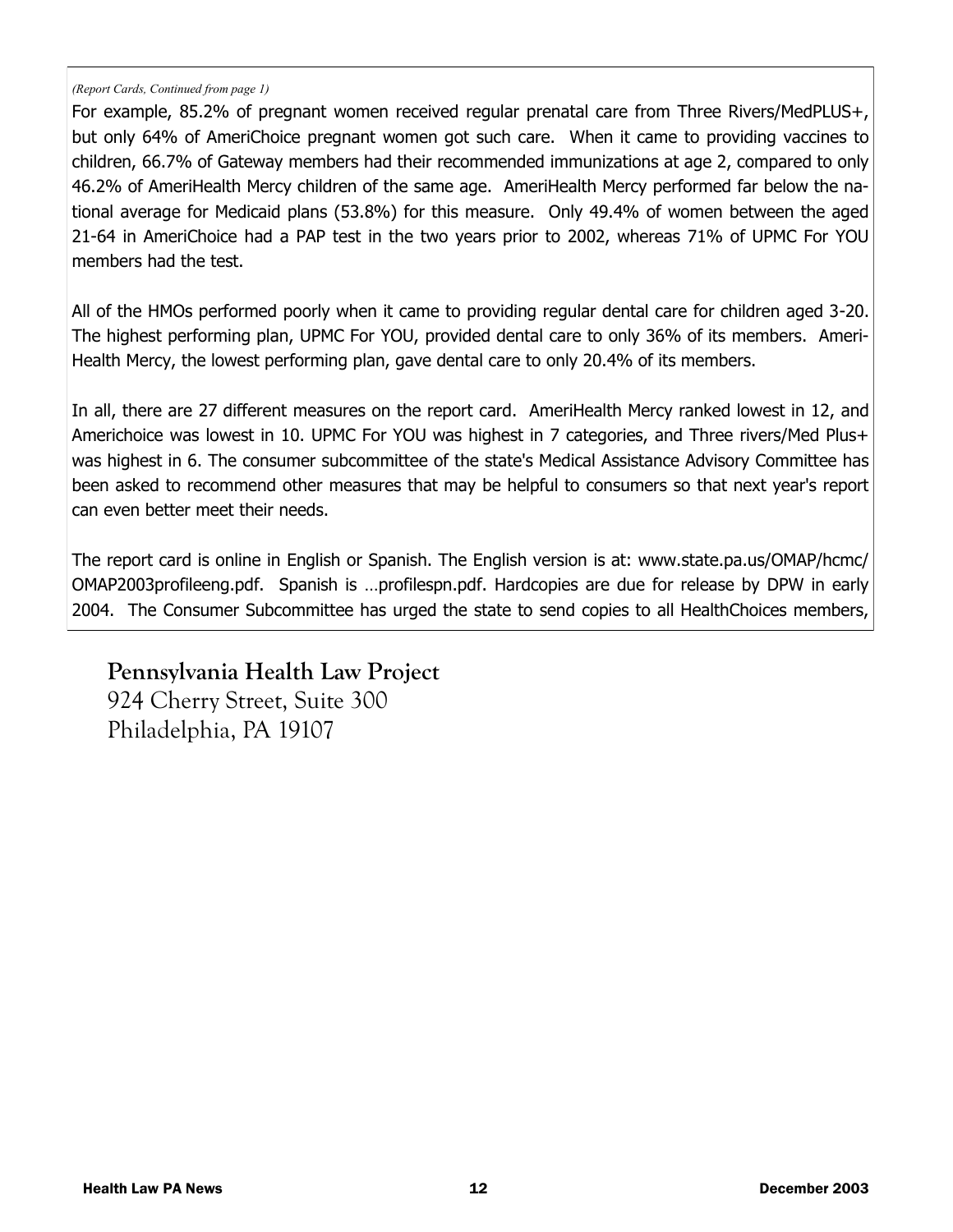*(Report Cards, Continued from page 1)*

For example, 85.2% of pregnant women received regular prenatal care from Three Rivers/MedPLUS+, but only 64% of AmeriChoice pregnant women got such care. When it came to providing vaccines to children, 66.7% of Gateway members had their recommended immunizations at age 2, compared to only 46.2% of AmeriHealth Mercy children of the same age. AmeriHealth Mercy performed far below the national average for Medicaid plans (53.8%) for this measure. Only 49.4% of women between the aged 21-64 in AmeriChoice had a PAP test in the two years prior to 2002, whereas 71% of UPMC For YOU members had the test.

All of the HMOs performed poorly when it came to providing regular dental care for children aged 3-20. The highest performing plan, UPMC For YOU, provided dental care to only 36% of its members. AmeriHealth Mercy, the lowest performing plan, gave dental care to only 20.4% of its members.

In all, there are 27 different measures on the report card. AmeriHealth Mercy ranked lowest in 12, and Americhoice was lowest in 10. UPMC For YOU was highest in 7 categories, and Three rivers/Med Plus+ was highest in 6. The consumer subcommittee of the state's Medical Assistance Advisory Committee has been asked to recommend other measures that may be helpful to consumers so that next year's report can even better meet their needs.

The report card is online in English or Spanish. The English version is at: www.state.pa.us/OMAP/hcmc/OMAP2003profileeng.pdf. Spanish is …profilespn.pdf. Hardcopies are due for release by DPW in early 2004. The Consumer Subcommittee has urged the state to send copies to all HealthChoices members,

**Pennsylvania Health Law Project**
924 Cherry Street, Suite 300
Philadelphia, PA 19107